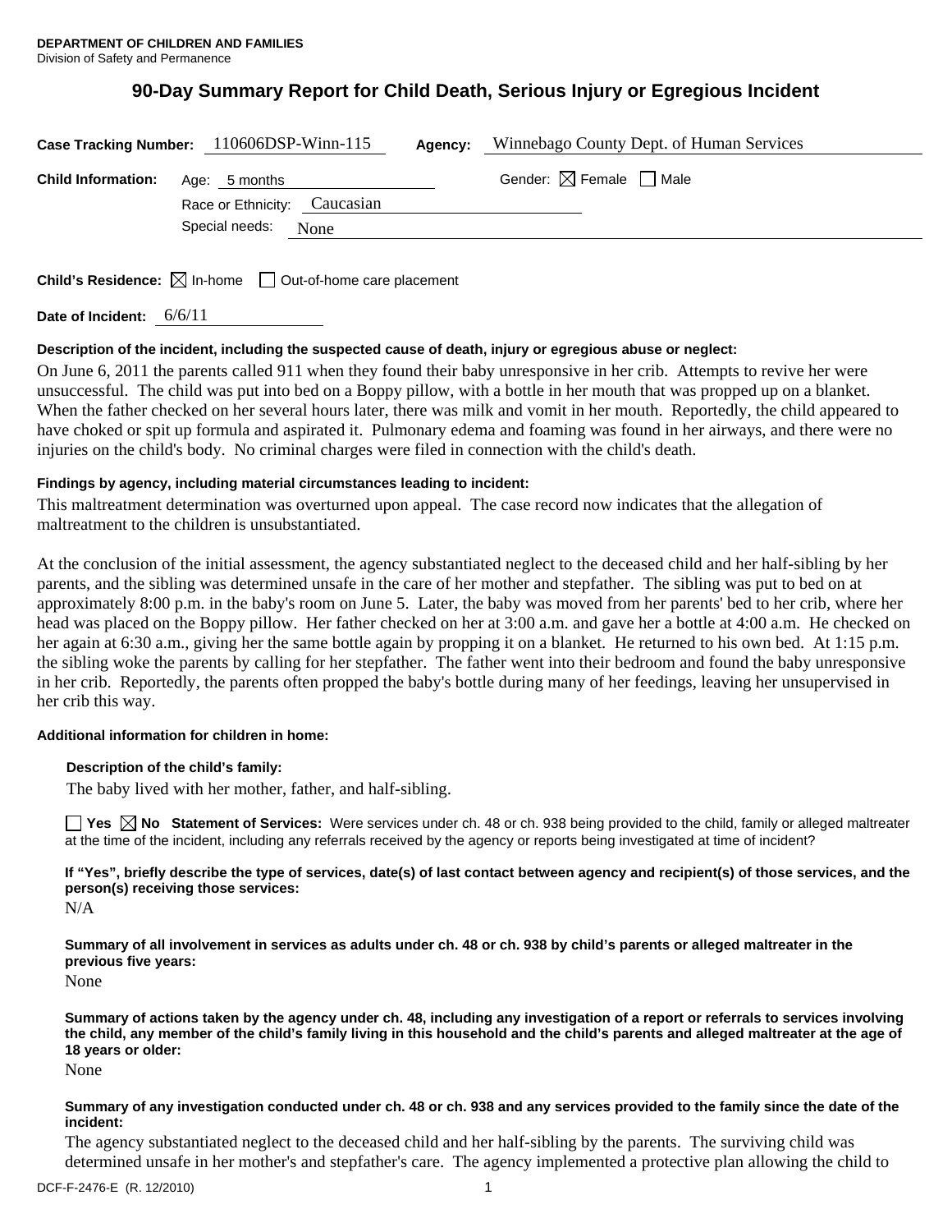**DEPARTMENT OF CHILDREN AND FAMILIES**
Division of Safety and Permanence

# 90-Day Summary Report for Child Death, Serious Injury or Egregious Incident

**Case Tracking Number:** 110606DSP-Winn-115 **Agency:** Winnebago County Dept. of Human Services

**Child Information:** Age: 5 months Gender: ☒ Female ☐ Male

Race or Ethnicity: Caucasian

Special needs: None

**Child's Residence:** ☒ In-home ☐ Out-of-home care placement

**Date of Incident:** 6/6/11

**Description of the incident, including the suspected cause of death, injury or egregious abuse or neglect:**

On June 6, 2011 the parents called 911 when they found their baby unresponsive in her crib. Attempts to revive her were unsuccessful. The child was put into bed on a Boppy pillow, with a bottle in her mouth that was propped up on a blanket. When the father checked on her several hours later, there was milk and vomit in her mouth. Reportedly, the child appeared to have choked or spit up formula and aspirated it. Pulmonary edema and foaming was found in her airways, and there were no injuries on the child's body. No criminal charges were filed in connection with the child's death.

**Findings by agency, including material circumstances leading to incident:**

This maltreatment determination was overturned upon appeal. The case record now indicates that the allegation of maltreatment to the children is unsubstantiated.

At the conclusion of the initial assessment, the agency substantiated neglect to the deceased child and her half-sibling by her parents, and the sibling was determined unsafe in the care of her mother and stepfather. The sibling was put to bed on at approximately 8:00 p.m. in the baby's room on June 5. Later, the baby was moved from her parents' bed to her crib, where her head was placed on the Boppy pillow. Her father checked on her at 3:00 a.m. and gave her a bottle at 4:00 a.m. He checked on her again at 6:30 a.m., giving her the same bottle again by propping it on a blanket. He returned to his own bed. At 1:15 p.m. the sibling woke the parents by calling for her stepfather. The father went into their bedroom and found the baby unresponsive in her crib. Reportedly, the parents often propped the baby's bottle during many of her feedings, leaving her unsupervised in her crib this way.

**Additional information for children in home:**

**Description of the child's family:**

The baby lived with her mother, father, and half-sibling.

☐ Yes ☒ No **Statement of Services:** Were services under ch. 48 or ch. 938 being provided to the child, family or alleged maltreater at the time of the incident, including any referrals received by the agency or reports being investigated at time of incident?

**If "Yes", briefly describe the type of services, date(s) of last contact between agency and recipient(s) of those services, and the person(s) receiving those services:**

N/A

**Summary of all involvement in services as adults under ch. 48 or ch. 938 by child's parents or alleged maltreater in the previous five years:**

None

**Summary of actions taken by the agency under ch. 48, including any investigation of a report or referrals to services involving the child, any member of the child's family living in this household and the child's parents and alleged maltreater at the age of 18 years or older:**

None

**Summary of any investigation conducted under ch. 48 or ch. 938 and any services provided to the family since the date of the incident:**

The agency substantiated neglect to the deceased child and her half-sibling by the parents. The surviving child was determined unsafe in her mother's and stepfather's care. The agency implemented a protective plan allowing the child to

DCF-F-2476-E (R. 12/2010)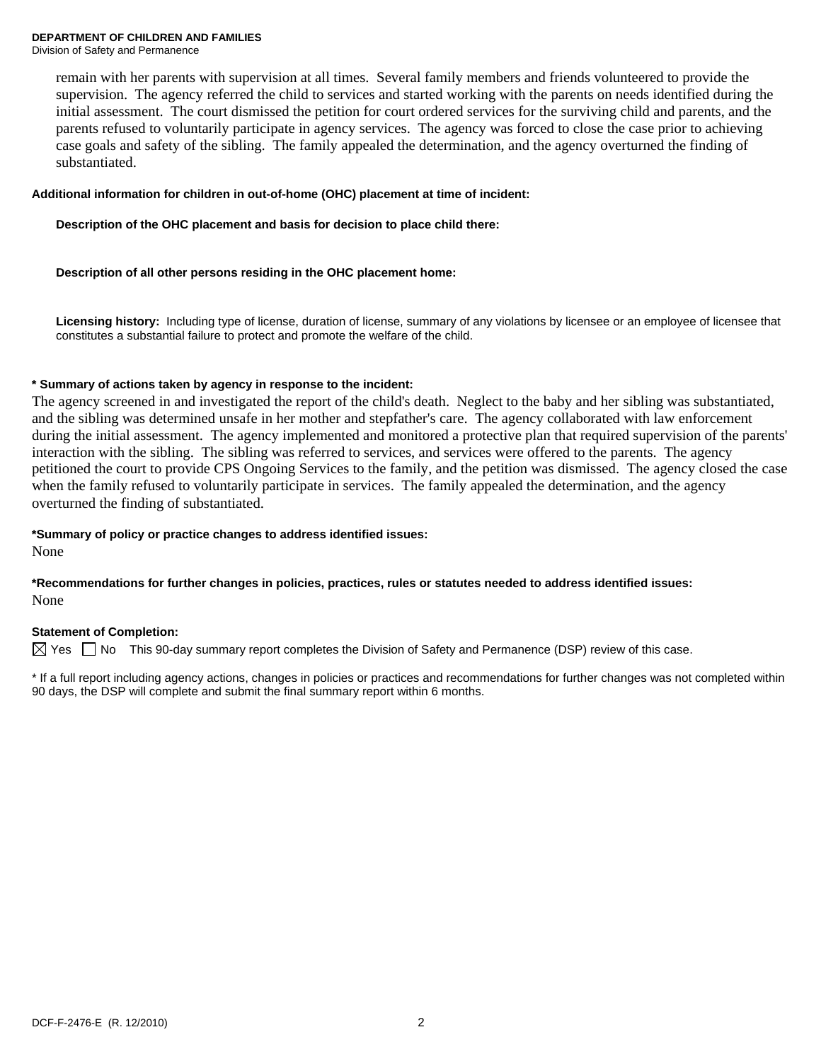remain with her parents with supervision at all times. Several family members and friends volunteered to provide the supervision. The agency referred the child to services and started working with the parents on needs identified during the initial assessment. The court dismissed the petition for court ordered services for the surviving child and parents, and the parents refused to voluntarily participate in agency services. The agency was forced to close the case prior to achieving case goals and safety of the sibling. The family appealed the determination, and the agency overturned the finding of substantiated.

**Additional information for children in out-of-home (OHC) placement at time of incident:**

**Description of the OHC placement and basis for decision to place child there:**

**Description of all other persons residing in the OHC placement home:**

**Licensing history:** Including type of license, duration of license, summary of any violations by licensee or an employee of licensee that constitutes a substantial failure to protect and promote the welfare of the child.

**\* Summary of actions taken by agency in response to the incident:**

The agency screened in and investigated the report of the child's death. Neglect to the baby and her sibling was substantiated, and the sibling was determined unsafe in her mother and stepfather's care. The agency collaborated with law enforcement during the initial assessment. The agency implemented and monitored a protective plan that required supervision of the parents' interaction with the sibling. The sibling was referred to services, and services were offered to the parents. The agency petitioned the court to provide CPS Ongoing Services to the family, and the petition was dismissed. The agency closed the case when the family refused to voluntarily participate in services. The family appealed the determination, and the agency overturned the finding of substantiated.

**\*Summary of policy or practice changes to address identified issues:**

None

**\*Recommendations for further changes in policies, practices, rules or statutes needed to address identified issues:**

None

**Statement of Completion:**

☒ Yes ☐ No This 90-day summary report completes the Division of Safety and Permanence (DSP) review of this case.

\* If a full report including agency actions, changes in policies or practices and recommendations for further changes was not completed within 90 days, the DSP will complete and submit the final summary report within 6 months.